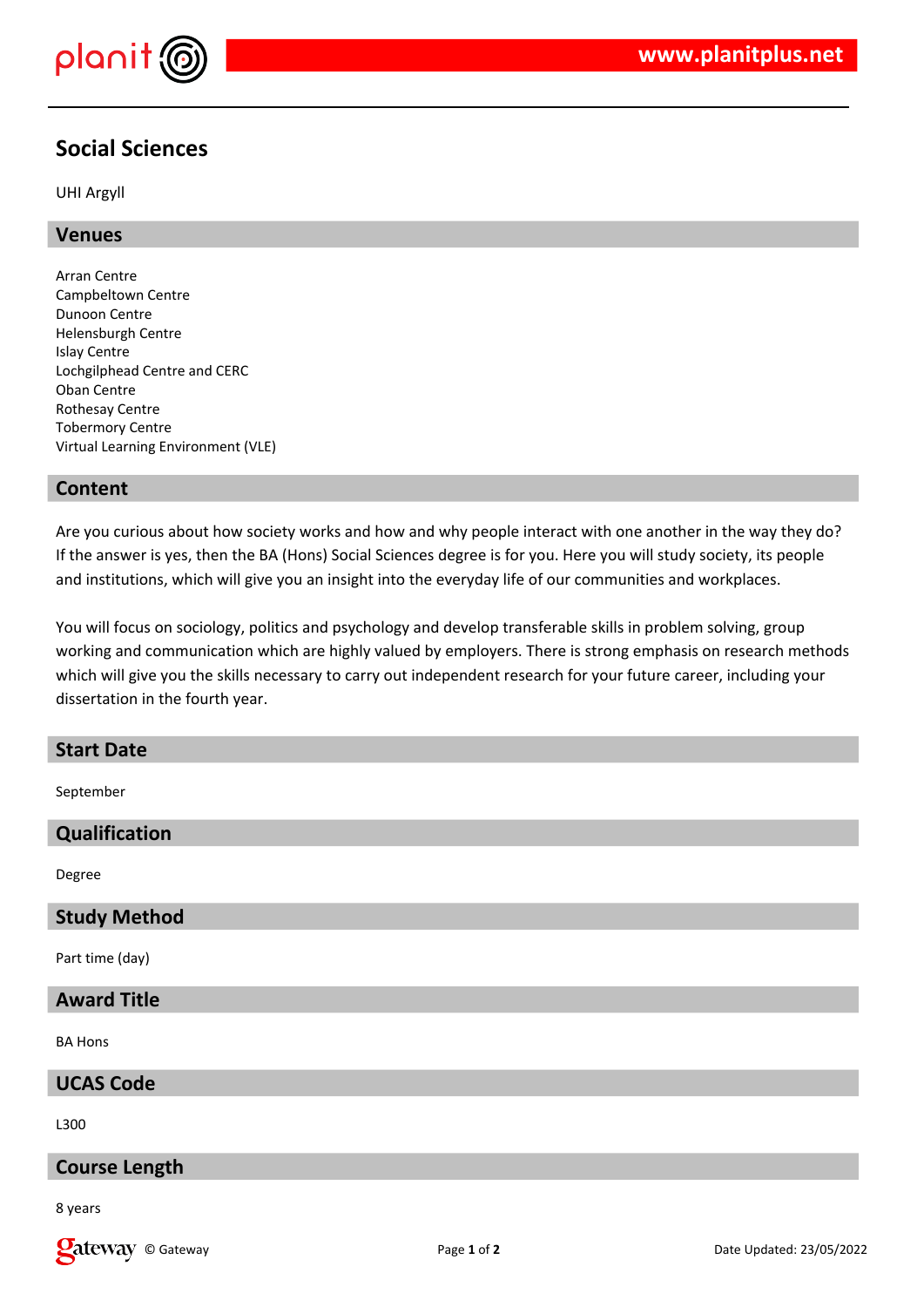# Social Sciences

UHI Argyll

## Venues

Arran Centre
Campbeltown Centre
Dunoon Centre
Helensburgh Centre
Islay Centre
Lochgilphead Centre and CERC
Oban Centre
Rothesay Centre
Tobermory Centre
Virtual Learning Environment (VLE)

## Content

Are you curious about how society works and how and why people interact with one another in the way they do? If the answer is yes, then the BA (Hons) Social Sciences degree is for you. Here you will study society, its people and institutions, which will give you an insight into the everyday life of our communities and workplaces.

You will focus on sociology, politics and psychology and develop transferable skills in problem solving, group working and communication which are highly valued by employers. There is strong emphasis on research methods which will give you the skills necessary to carry out independent research for your future career, including your dissertation in the fourth year.

## Start Date

September

## Qualification

Degree

## Study Method

Part time (day)

## Award Title

BA Hons

## UCAS Code

L300

## Course Length

8 years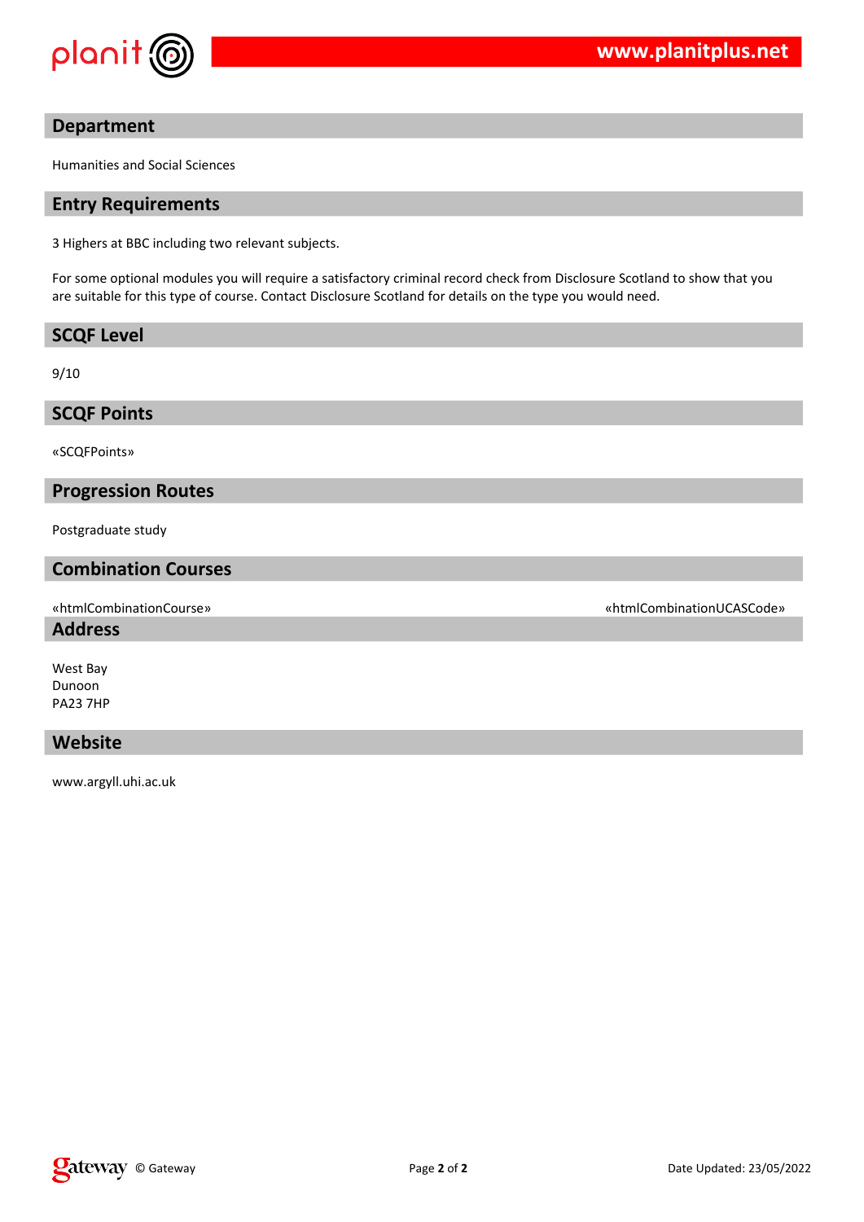## Department

Humanities and Social Sciences

## Entry Requirements

3 Highers at BBC including two relevant subjects.

For some optional modules you will require a satisfactory criminal record check from Disclosure Scotland to show that you are suitable for this type of course. Contact Disclosure Scotland for details on the type you would need.

## SCQF Level

9/10

## SCQF Points

«SCQFPoints»

## Progression Routes

Postgraduate study

## Combination Courses

«htmlCombinationCourse» «htmlCombinationUCASCode»

## Address

West Bay
Dunoon
PA23 7HP

## Website

www.argyll.uhi.ac.uk